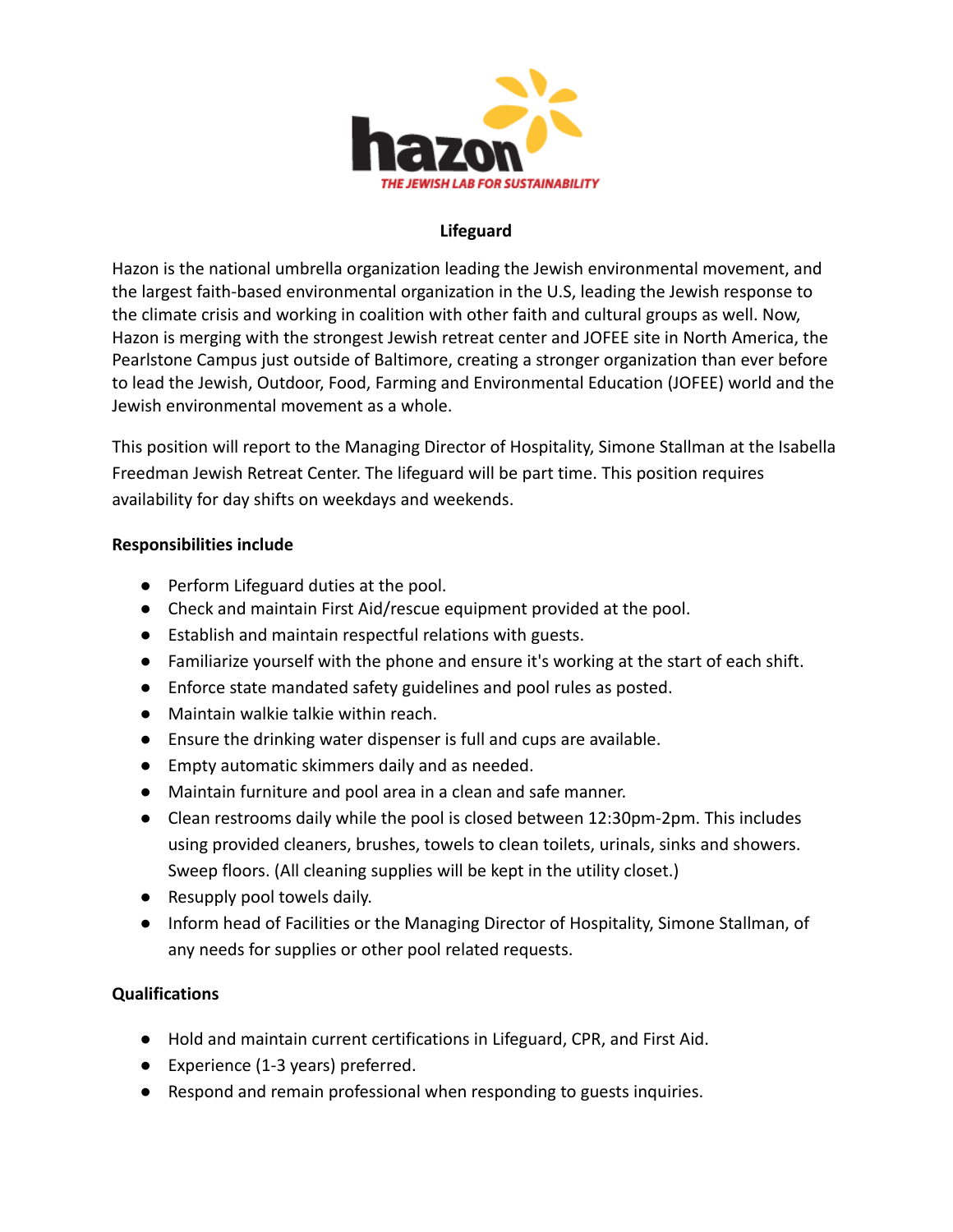hazon

THE JEWISH LAB FOR SUSTAINABILITY

# Lifeguard

Hazon is the national umbrella organization leading the Jewish environmental movement, and the largest faith-based environmental organization in the U.S, leading the Jewish response to the climate crisis and working in coalition with other faith and cultural groups as well. Now, Hazon is merging with the strongest Jewish retreat center and JOFEE site in North America, the Pearlstone Campus just outside of Baltimore, creating a stronger organization than ever before to lead the Jewish, Outdoor, Food, Farming and Environmental Education (JOFEE) world and the Jewish environmental movement as a whole.

This position will report to the Managing Director of Hospitality, Simone Stallman at the Isabella Freedman Jewish Retreat Center. The lifeguard will be part time. This position requires availability for day shifts on weekdays and weekends.

**Responsibilities include**

- Perform Lifeguard duties at the pool.
- Check and maintain First Aid/rescue equipment provided at the pool.
- Establish and maintain respectful relations with guests.
- Familiarize yourself with the phone and ensure it's working at the start of each shift.
- Enforce state mandated safety guidelines and pool rules as posted.
- Maintain walkie talkie within reach.
- Ensure the drinking water dispenser is full and cups are available.
- Empty automatic skimmers daily and as needed.
- Maintain furniture and pool area in a clean and safe manner.
- Clean restrooms daily while the pool is closed between 12:30pm-2pm. This includes using provided cleaners, brushes, towels to clean toilets, urinals, sinks and showers. Sweep floors. (All cleaning supplies will be kept in the utility closet.)
- Resupply pool towels daily.
- Inform head of Facilities or the Managing Director of Hospitality, Simone Stallman, of any needs for supplies or other pool related requests.

**Qualifications**

- Hold and maintain current certifications in Lifeguard, CPR, and First Aid.
- Experience (1-3 years) preferred.
- Respond and remain professional when responding to guests inquiries.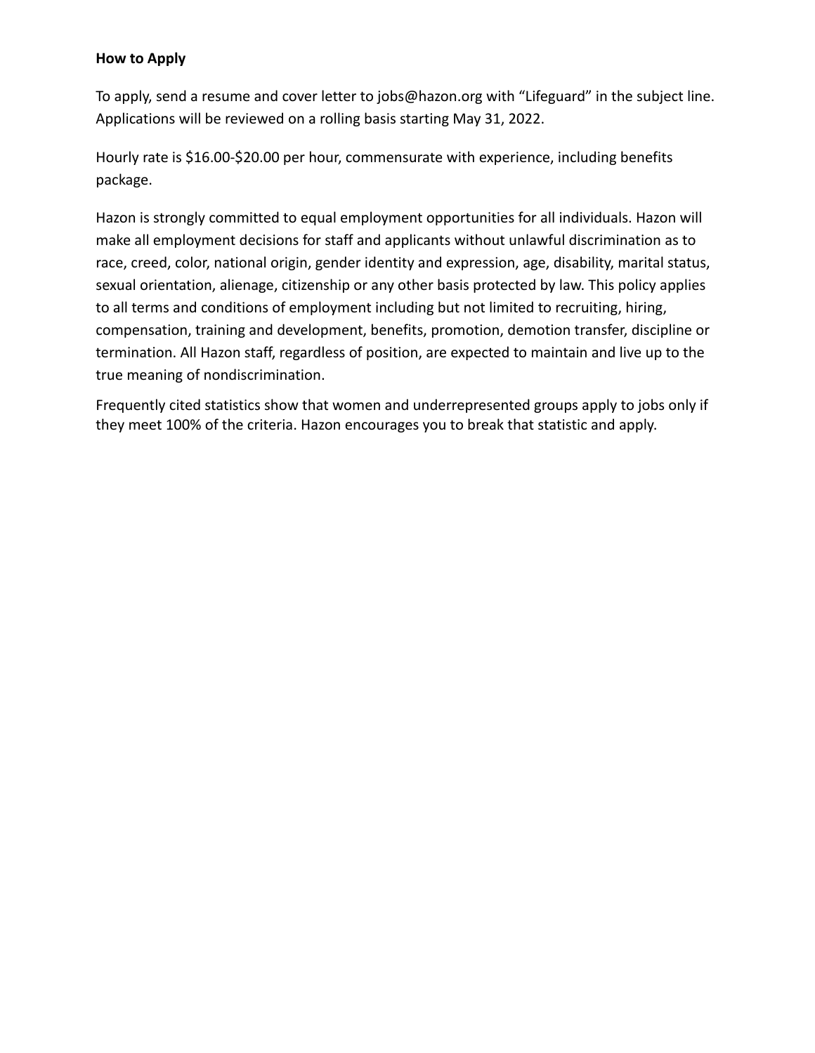**How to Apply**

To apply, send a resume and cover letter to jobs@hazon.org with "Lifeguard" in the subject line. Applications will be reviewed on a rolling basis starting May 31, 2022.

Hourly rate is $16.00-$20.00 per hour, commensurate with experience, including benefits package.

Hazon is strongly committed to equal employment opportunities for all individuals. Hazon will make all employment decisions for staff and applicants without unlawful discrimination as to race, creed, color, national origin, gender identity and expression, age, disability, marital status, sexual orientation, alienage, citizenship or any other basis protected by law. This policy applies to all terms and conditions of employment including but not limited to recruiting, hiring, compensation, training and development, benefits, promotion, demotion transfer, discipline or termination. All Hazon staff, regardless of position, are expected to maintain and live up to the true meaning of nondiscrimination.

Frequently cited statistics show that women and underrepresented groups apply to jobs only if they meet 100% of the criteria. Hazon encourages you to break that statistic and apply.